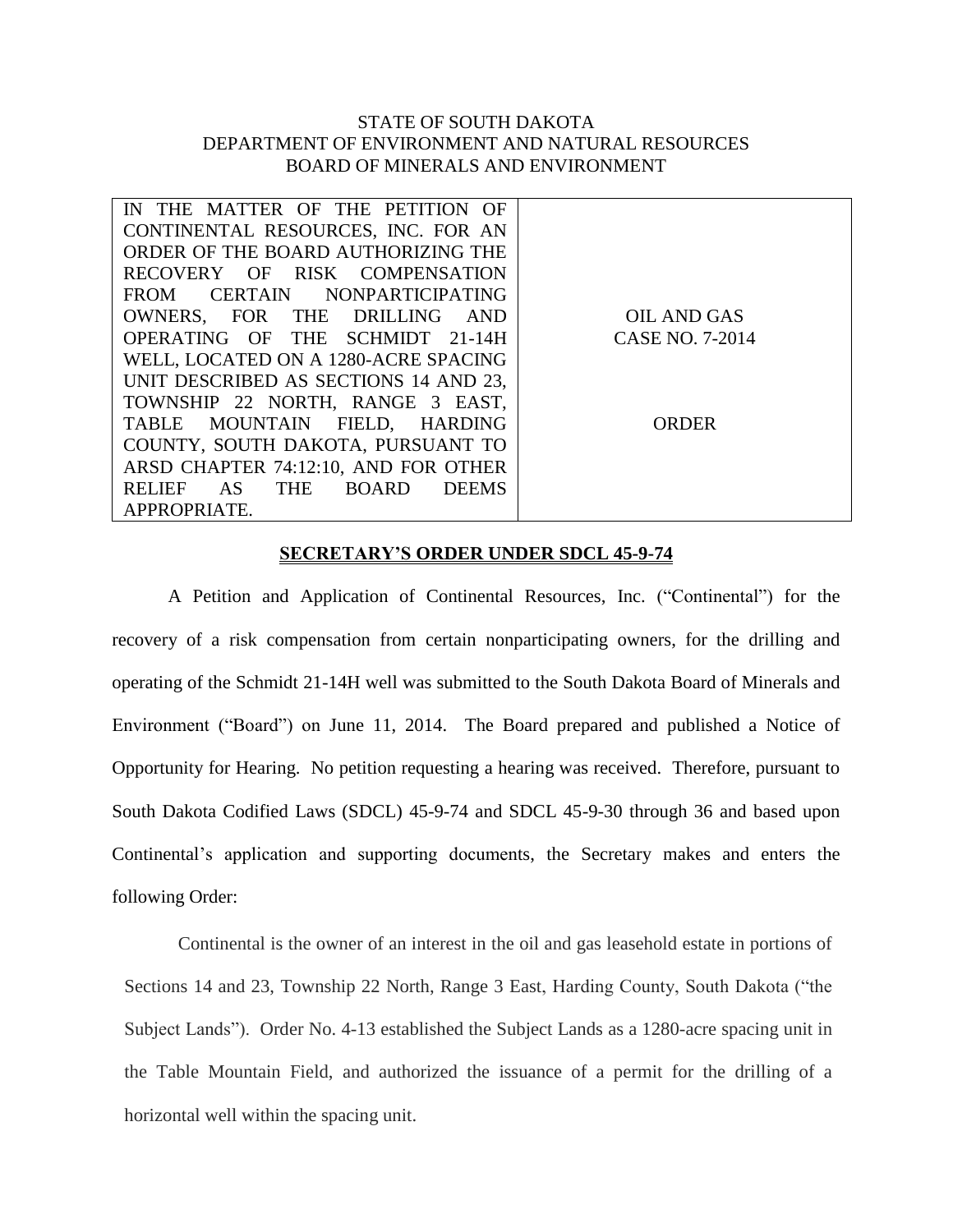STATE OF SOUTH DAKOTA
DEPARTMENT OF ENVIRONMENT AND NATURAL RESOURCES
BOARD OF MINERALS AND ENVIRONMENT

| IN THE MATTER OF THE PETITION OF CONTINENTAL RESOURCES, INC. FOR AN ORDER OF THE BOARD AUTHORIZING THE RECOVERY OF RISK COMPENSATION FROM CERTAIN NONPARTICIPATING OWNERS, FOR THE DRILLING AND OPERATING OF THE SCHMIDT 21-14H WELL, LOCATED ON A 1280-ACRE SPACING UNIT DESCRIBED AS SECTIONS 14 AND 23, TOWNSHIP 22 NORTH, RANGE 3 EAST, TABLE MOUNTAIN FIELD, HARDING COUNTY, SOUTH DAKOTA, PURSUANT TO ARSD CHAPTER 74:12:10, AND FOR OTHER RELIEF AS THE BOARD DEEMS APPROPRIATE. | OIL AND GAS CASE NO. 7-2014<br><br>ORDER |
|---|---|

**SECRETARY'S ORDER UNDER SDCL 45-9-74**

A Petition and Application of Continental Resources, Inc. ("Continental") for the recovery of a risk compensation from certain nonparticipating owners, for the drilling and operating of the Schmidt 21-14H well was submitted to the South Dakota Board of Minerals and Environment ("Board") on June 11, 2014. The Board prepared and published a Notice of Opportunity for Hearing. No petition requesting a hearing was received. Therefore, pursuant to South Dakota Codified Laws (SDCL) 45-9-74 and SDCL 45-9-30 through 36 and based upon Continental's application and supporting documents, the Secretary makes and enters the following Order:

Continental is the owner of an interest in the oil and gas leasehold estate in portions of Sections 14 and 23, Township 22 North, Range 3 East, Harding County, South Dakota ("the Subject Lands"). Order No. 4-13 established the Subject Lands as a 1280-acre spacing unit in the Table Mountain Field, and authorized the issuance of a permit for the drilling of a horizontal well within the spacing unit.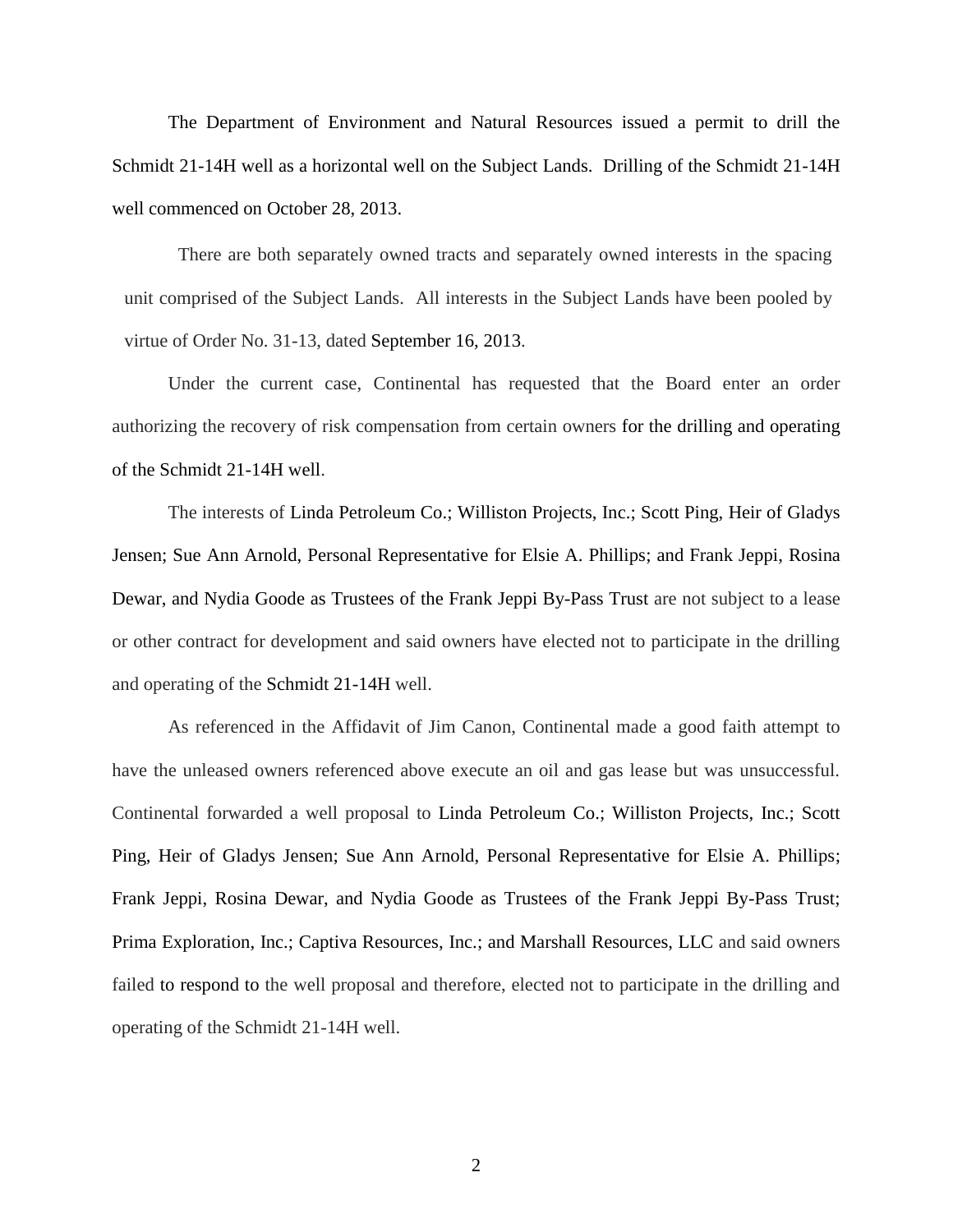The Department of Environment and Natural Resources issued a permit to drill the Schmidt 21-14H well as a horizontal well on the Subject Lands. Drilling of the Schmidt 21-14H well commenced on October 28, 2013.

There are both separately owned tracts and separately owned interests in the spacing unit comprised of the Subject Lands. All interests in the Subject Lands have been pooled by virtue of Order No. 31-13, dated September 16, 2013.

Under the current case, Continental has requested that the Board enter an order authorizing the recovery of risk compensation from certain owners for the drilling and operating of the Schmidt 21-14H well.

The interests of Linda Petroleum Co.; Williston Projects, Inc.; Scott Ping, Heir of Gladys Jensen; Sue Ann Arnold, Personal Representative for Elsie A. Phillips; and Frank Jeppi, Rosina Dewar, and Nydia Goode as Trustees of the Frank Jeppi By-Pass Trust are not subject to a lease or other contract for development and said owners have elected not to participate in the drilling and operating of the Schmidt 21-14H well.

As referenced in the Affidavit of Jim Canon, Continental made a good faith attempt to have the unleased owners referenced above execute an oil and gas lease but was unsuccessful. Continental forwarded a well proposal to Linda Petroleum Co.; Williston Projects, Inc.; Scott Ping, Heir of Gladys Jensen; Sue Ann Arnold, Personal Representative for Elsie A. Phillips; Frank Jeppi, Rosina Dewar, and Nydia Goode as Trustees of the Frank Jeppi By-Pass Trust; Prima Exploration, Inc.; Captiva Resources, Inc.; and Marshall Resources, LLC and said owners failed to respond to the well proposal and therefore, elected not to participate in the drilling and operating of the Schmidt 21-14H well.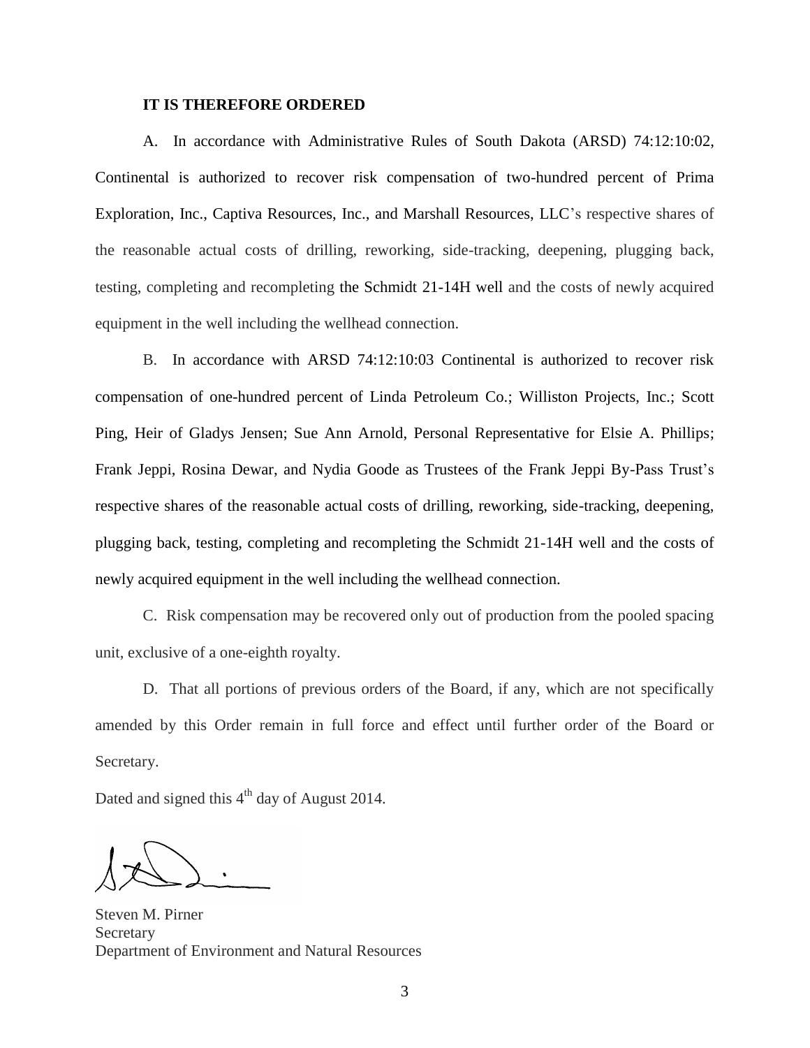**IT IS THEREFORE ORDERED**

A. In accordance with Administrative Rules of South Dakota (ARSD) 74:12:10:02, Continental is authorized to recover risk compensation of two-hundred percent of Prima Exploration, Inc., Captiva Resources, Inc., and Marshall Resources, LLC's respective shares of the reasonable actual costs of drilling, reworking, side-tracking, deepening, plugging back, testing, completing and recompleting the Schmidt 21-14H well and the costs of newly acquired equipment in the well including the wellhead connection.

B. In accordance with ARSD 74:12:10:03 Continental is authorized to recover risk compensation of one-hundred percent of Linda Petroleum Co.; Williston Projects, Inc.; Scott Ping, Heir of Gladys Jensen; Sue Ann Arnold, Personal Representative for Elsie A. Phillips; Frank Jeppi, Rosina Dewar, and Nydia Goode as Trustees of the Frank Jeppi By-Pass Trust's respective shares of the reasonable actual costs of drilling, reworking, side-tracking, deepening, plugging back, testing, completing and recompleting the Schmidt 21-14H well and the costs of newly acquired equipment in the well including the wellhead connection.

C. Risk compensation may be recovered only out of production from the pooled spacing unit, exclusive of a one-eighth royalty.

D. That all portions of previous orders of the Board, if any, which are not specifically amended by this Order remain in full force and effect until further order of the Board or Secretary.

Dated and signed this 4th day of August 2014.

Steven M. Pirner
Secretary
Department of Environment and Natural Resources